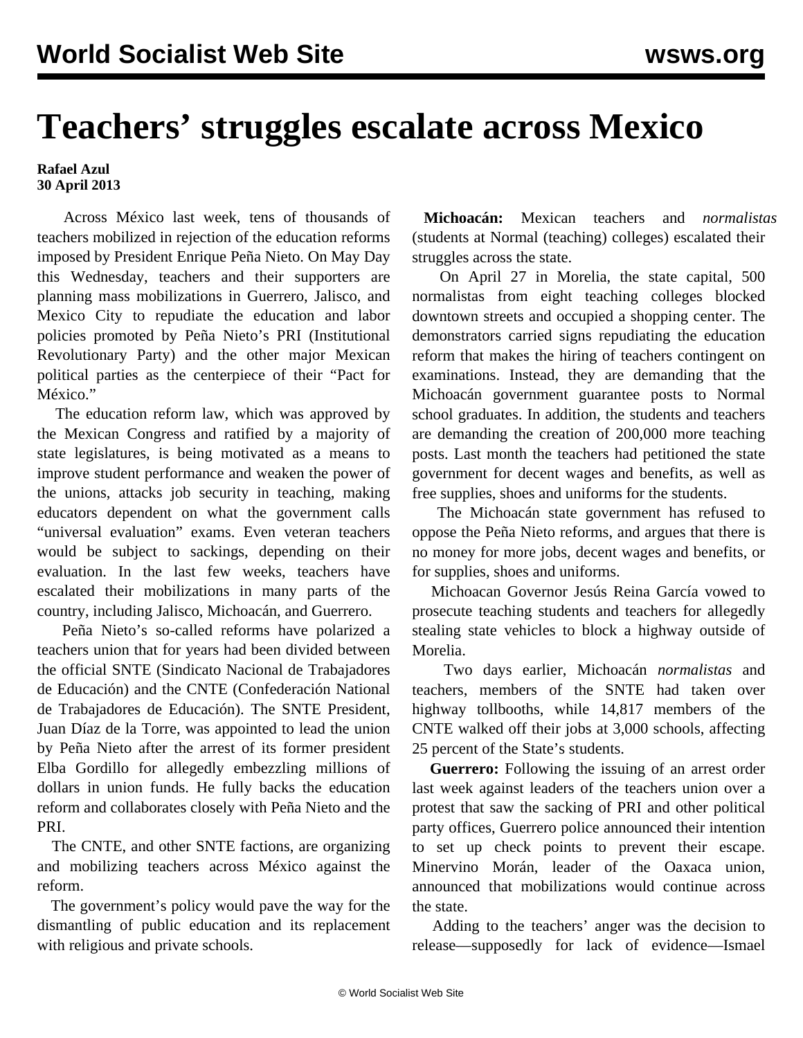# Teachers' struggles escalate across Mexico

**Rafael Azul**
**30 April 2013**

Across México last week, tens of thousands of teachers mobilized in rejection of the education reforms imposed by President Enrique Peña Nieto. On May Day this Wednesday, teachers and their supporters are planning mass mobilizations in Guerrero, Jalisco, and Mexico City to repudiate the education and labor policies promoted by Peña Nieto's PRI (Institutional Revolutionary Party) and the other major Mexican political parties as the centerpiece of their "Pact for México."

The education reform law, which was approved by the Mexican Congress and ratified by a majority of state legislatures, is being motivated as a means to improve student performance and weaken the power of the unions, attacks job security in teaching, making educators dependent on what the government calls "universal evaluation" exams. Even veteran teachers would be subject to sackings, depending on their evaluation. In the last few weeks, teachers have escalated their mobilizations in many parts of the country, including Jalisco, Michoacán, and Guerrero.

Peña Nieto's so-called reforms have polarized a teachers union that for years had been divided between the official SNTE (Sindicato Nacional de Trabajadores de Educación) and the CNTE (Confederación National de Trabajadores de Educación). The SNTE President, Juan Díaz de la Torre, was appointed to lead the union by Peña Nieto after the arrest of its former president Elba Gordillo for allegedly embezzling millions of dollars in union funds. He fully backs the education reform and collaborates closely with Peña Nieto and the PRI.

The CNTE, and other SNTE factions, are organizing and mobilizing teachers across México against the reform.

The government's policy would pave the way for the dismantling of public education and its replacement with religious and private schools.

**Michoacán:** Mexican teachers and *normalistas* (students at Normal (teaching) colleges) escalated their struggles across the state.

On April 27 in Morelia, the state capital, 500 normalistas from eight teaching colleges blocked downtown streets and occupied a shopping center. The demonstrators carried signs repudiating the education reform that makes the hiring of teachers contingent on examinations. Instead, they are demanding that the Michoacán government guarantee posts to Normal school graduates. In addition, the students and teachers are demanding the creation of 200,000 more teaching posts. Last month the teachers had petitioned the state government for decent wages and benefits, as well as free supplies, shoes and uniforms for the students.

The Michoacán state government has refused to oppose the Peña Nieto reforms, and argues that there is no money for more jobs, decent wages and benefits, or for supplies, shoes and uniforms.

Michoacan Governor Jesús Reina García vowed to prosecute teaching students and teachers for allegedly stealing state vehicles to block a highway outside of Morelia.

Two days earlier, Michoacán *normalistas* and teachers, members of the SNTE had taken over highway tollbooths, while 14,817 members of the CNTE walked off their jobs at 3,000 schools, affecting 25 percent of the State's students.

**Guerrero:** Following the issuing of an arrest order last week against leaders of the teachers union over a protest that saw the sacking of PRI and other political party offices, Guerrero police announced their intention to set up check points to prevent their escape. Minervino Morán, leader of the Oaxaca union, announced that mobilizations would continue across the state.

Adding to the teachers' anger was the decision to release—supposedly for lack of evidence—Ismael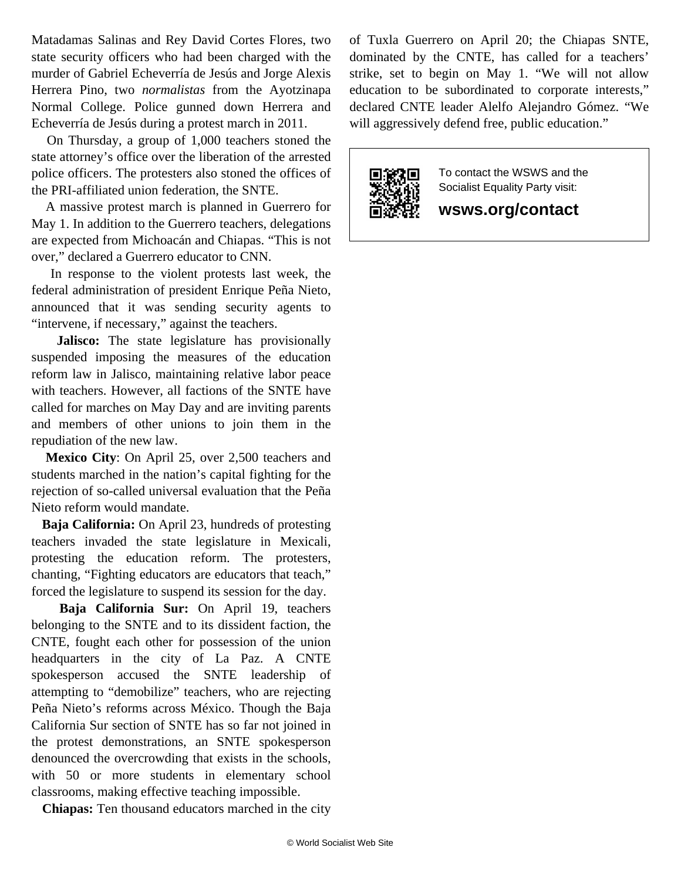Matadamas Salinas and Rey David Cortes Flores, two state security officers who had been charged with the murder of Gabriel Echeverría de Jesús and Jorge Alexis Herrera Pino, two *normalistas* from the Ayotzinapa Normal College. Police gunned down Herrera and Echeverría de Jesús during a protest march in 2011.

On Thursday, a group of 1,000 teachers stoned the state attorney's office over the liberation of the arrested police officers. The protesters also stoned the offices of the PRI-affiliated union federation, the SNTE.

A massive protest march is planned in Guerrero for May 1. In addition to the Guerrero teachers, delegations are expected from Michoacán and Chiapas. "This is not over," declared a Guerrero educator to CNN.

In response to the violent protests last week, the federal administration of president Enrique Peña Nieto, announced that it was sending security agents to "intervene, if necessary," against the teachers.

**Jalisco:** The state legislature has provisionally suspended imposing the measures of the education reform law in Jalisco, maintaining relative labor peace with teachers. However, all factions of the SNTE have called for marches on May Day and are inviting parents and members of other unions to join them in the repudiation of the new law.

**Mexico City**: On April 25, over 2,500 teachers and students marched in the nation's capital fighting for the rejection of so-called universal evaluation that the Peña Nieto reform would mandate.

**Baja California:** On April 23, hundreds of protesting teachers invaded the state legislature in Mexicali, protesting the education reform. The protesters, chanting, "Fighting educators are educators that teach," forced the legislature to suspend its session for the day.

**Baja California Sur:** On April 19, teachers belonging to the SNTE and to its dissident faction, the CNTE, fought each other for possession of the union headquarters in the city of La Paz. A CNTE spokesperson accused the SNTE leadership of attempting to "demobilize" teachers, who are rejecting Peña Nieto's reforms across México. Though the Baja California Sur section of SNTE has so far not joined in the protest demonstrations, an SNTE spokesperson denounced the overcrowding that exists in the schools, with 50 or more students in elementary school classrooms, making effective teaching impossible.

**Chiapas:** Ten thousand educators marched in the city of Tuxla Guerrero on April 20; the Chiapas SNTE, dominated by the CNTE, has called for a teachers' strike, set to begin on May 1. "We will not allow education to be subordinated to corporate interests," declared CNTE leader Alelfo Alejandro Gómez. "We will aggressively defend free, public education."

To contact the WSWS and the Socialist Equality Party visit:

**wsws.org/contact**